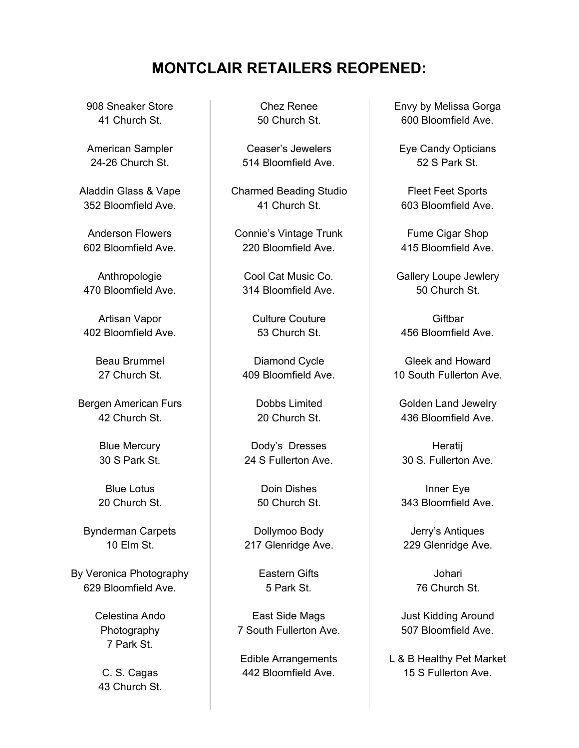# MONTCLAIR RETAILERS REOPENED:

908 Sneaker Store
41 Church St.

American Sampler
24-26 Church St.

Aladdin Glass & Vape
352 Bloomfield Ave.

Anderson Flowers
602 Bloomfield Ave.

Anthropologie
470 Bloomfield Ave.

Artisan Vapor
402 Bloomfield Ave.

Beau Brummel
27 Church St.

Bergen American Furs
42 Church St.

Blue Mercury
30 S Park St.

Blue Lotus
20 Church St.

Bynderman Carpets
10 Elm St.

By Veronica Photography
629 Bloomfield Ave.

Celestina Ando
Photography
7 Park St.

C. S. Cagas
43 Church St.

Chez Renee
50 Church St.

Ceaser's Jewelers
514 Bloomfield Ave.

Charmed Beading Studio
41 Church St.

Connie's Vintage Trunk
220 Bloomfield Ave.

Cool Cat Music Co.
314 Bloomfield Ave.

Culture Couture
53 Church St.

Diamond Cycle
409 Bloomfield Ave.

Dobbs Limited
20 Church St.

Dody's Dresses
24 S Fullerton Ave.

Doin Dishes
50 Church St.

Dollymoo Body
217 Glenridge Ave.

Eastern Gifts
5 Park St.

East Side Mags
7 South Fullerton Ave.

Edible Arrangements
442 Bloomfield Ave.

Envy by Melissa Gorga
600 Bloomfield Ave.

Eye Candy Opticians
52 S Park St.

Fleet Feet Sports
603 Bloomfield Ave.

Fume Cigar Shop
415 Bloomfield Ave.

Gallery Loupe Jewlery
50 Church St.

Giftbar
456 Bloomfield Ave.

Gleek and Howard
10 South Fullerton Ave.

Golden Land Jewelry
436 Bloomfield Ave.

Heratij
30 S. Fullerton Ave.

Inner Eye
343 Bloomfield Ave.

Jerry's Antiques
229 Glenridge Ave.

Johari
76 Church St.

Just Kidding Around
507 Bloomfield Ave.

L & B Healthy Pet Market
15 S Fullerton Ave.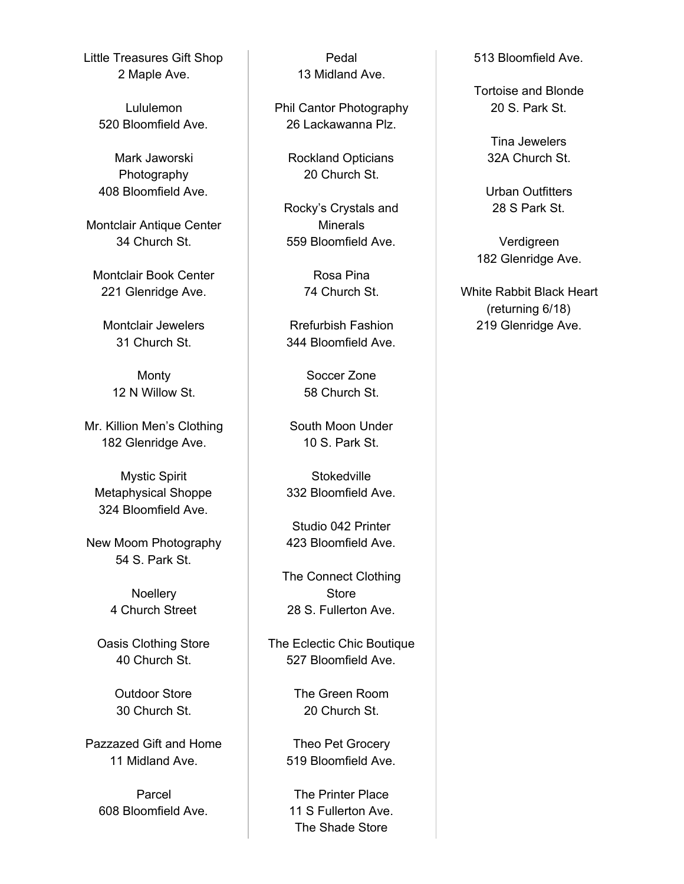Little Treasures Gift Shop
2 Maple Ave.

Lululemon
520 Bloomfield Ave.

Mark Jaworski Photography
408 Bloomfield Ave.

Montclair Antique Center
34 Church St.

Montclair Book Center
221 Glenridge Ave.

Montclair Jewelers
31 Church St.

Monty
12 N Willow St.

Mr. Killion Men's Clothing
182 Glenridge Ave.

Mystic Spirit Metaphysical Shoppe
324 Bloomfield Ave.

New Moom Photography
54 S. Park St.

Noellery
4 Church Street

Oasis Clothing Store
40 Church St.

Outdoor Store
30 Church St.

Pazzazed Gift and Home
11 Midland Ave.

Parcel
608 Bloomfield Ave.

Pedal
13 Midland Ave.

Phil Cantor Photography
26 Lackawanna Plz.

Rockland Opticians
20 Church St.

Rocky's Crystals and Minerals
559 Bloomfield Ave.

Rosa Pina
74 Church St.

Rrefurbish Fashion
344 Bloomfield Ave.

Soccer Zone
58 Church St.

South Moon Under
10 S. Park St.

Stokedville
332 Bloomfield Ave.

Studio 042 Printer
423 Bloomfield Ave.

The Connect Clothing Store
28 S. Fullerton Ave.

The Eclectic Chic Boutique
527 Bloomfield Ave.

The Green Room
20 Church St.

Theo Pet Grocery
519 Bloomfield Ave.

The Printer Place
11 S Fullerton Ave.

The Shade Store
513 Bloomfield Ave.

Tortoise and Blonde
20 S. Park St.

Tina Jewelers
32A Church St.

Urban Outfitters
28 S Park St.

Verdigreen
182 Glenridge Ave.

White Rabbit Black Heart
(returning 6/18)
219 Glenridge Ave.